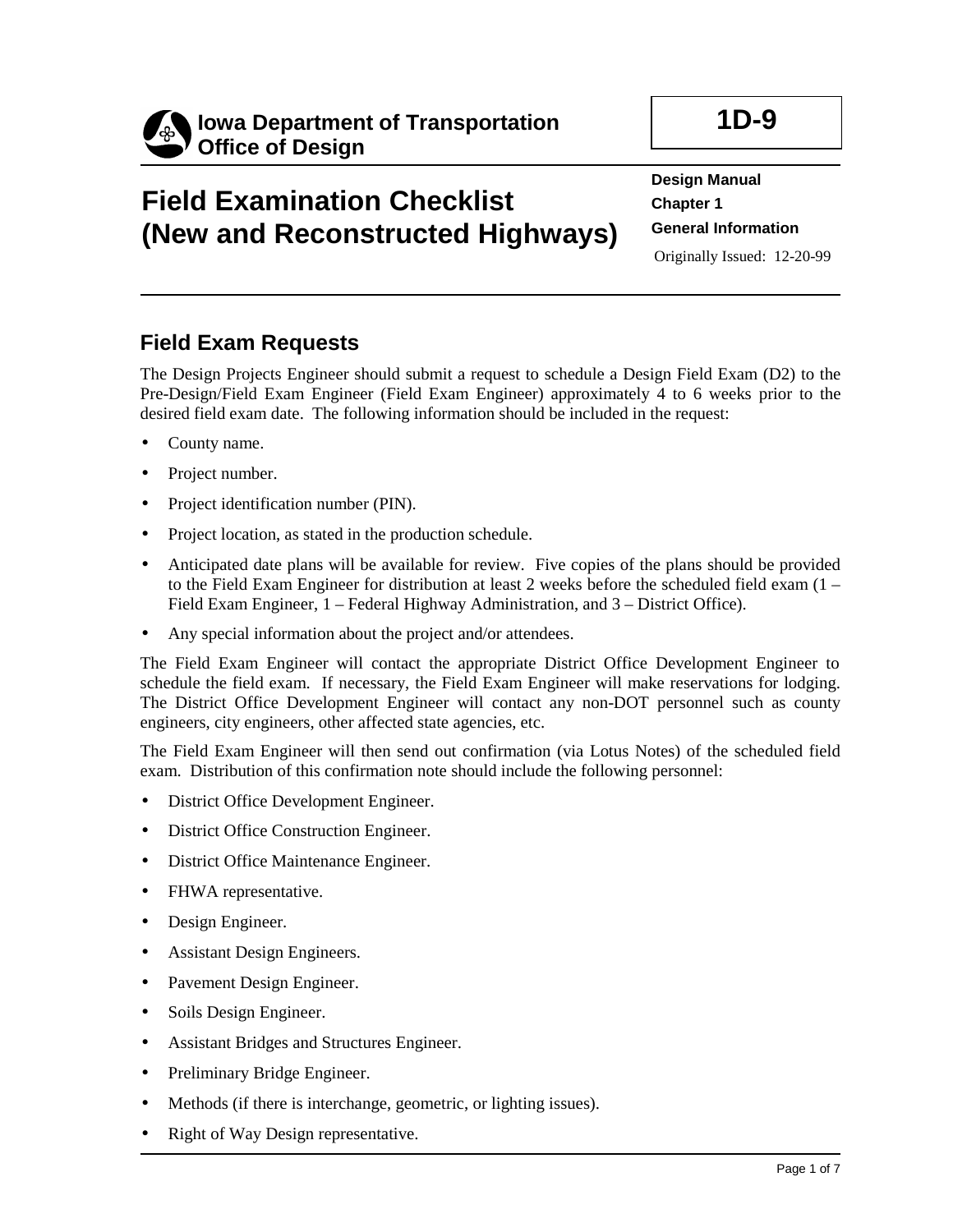**Iowa Department of Transportation**
**Office of Design**

**1D-9**

# Field Examination Checklist (New and Reconstructed Highways)

**Design Manual**
**Chapter 1**
**General Information**
Originally Issued: 12-20-99

## Field Exam Requests

The Design Projects Engineer should submit a request to schedule a Design Field Exam (D2) to the Pre-Design/Field Exam Engineer (Field Exam Engineer) approximately 4 to 6 weeks prior to the desired field exam date. The following information should be included in the request:

- County name.
- Project number.
- Project identification number (PIN).
- Project location, as stated in the production schedule.
- Anticipated date plans will be available for review. Five copies of the plans should be provided to the Field Exam Engineer for distribution at least 2 weeks before the scheduled field exam (1 – Field Exam Engineer, 1 – Federal Highway Administration, and 3 – District Office).
- Any special information about the project and/or attendees.

The Field Exam Engineer will contact the appropriate District Office Development Engineer to schedule the field exam. If necessary, the Field Exam Engineer will make reservations for lodging. The District Office Development Engineer will contact any non-DOT personnel such as county engineers, city engineers, other affected state agencies, etc.

The Field Exam Engineer will then send out confirmation (via Lotus Notes) of the scheduled field exam. Distribution of this confirmation note should include the following personnel:

- District Office Development Engineer.
- District Office Construction Engineer.
- District Office Maintenance Engineer.
- FHWA representative.
- Design Engineer.
- Assistant Design Engineers.
- Pavement Design Engineer.
- Soils Design Engineer.
- Assistant Bridges and Structures Engineer.
- Preliminary Bridge Engineer.
- Methods (if there is interchange, geometric, or lighting issues).
- Right of Way Design representative.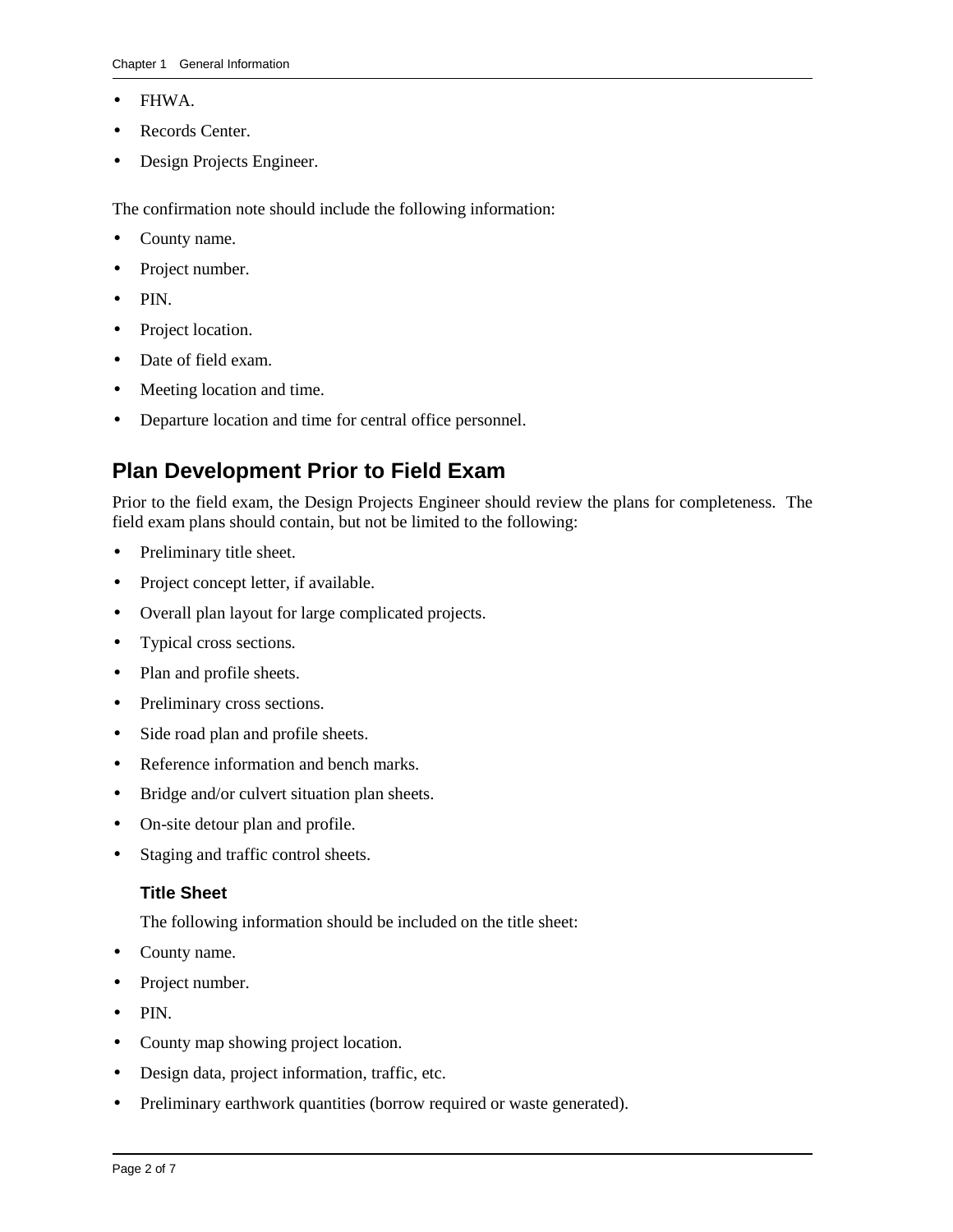- FHWA.
- Records Center.
- Design Projects Engineer.

The confirmation note should include the following information:

- County name.
- Project number.
- PIN.
- Project location.
- Date of field exam.
- Meeting location and time.
- Departure location and time for central office personnel.

## Plan Development Prior to Field Exam

Prior to the field exam, the Design Projects Engineer should review the plans for completeness. The field exam plans should contain, but not be limited to the following:

- Preliminary title sheet.
- Project concept letter, if available.
- Overall plan layout for large complicated projects.
- Typical cross sections.
- Plan and profile sheets.
- Preliminary cross sections.
- Side road plan and profile sheets.
- Reference information and bench marks.
- Bridge and/or culvert situation plan sheets.
- On-site detour plan and profile.
- Staging and traffic control sheets.

### Title Sheet

The following information should be included on the title sheet:

- County name.
- Project number.
- PIN.
- County map showing project location.
- Design data, project information, traffic, etc.
- Preliminary earthwork quantities (borrow required or waste generated).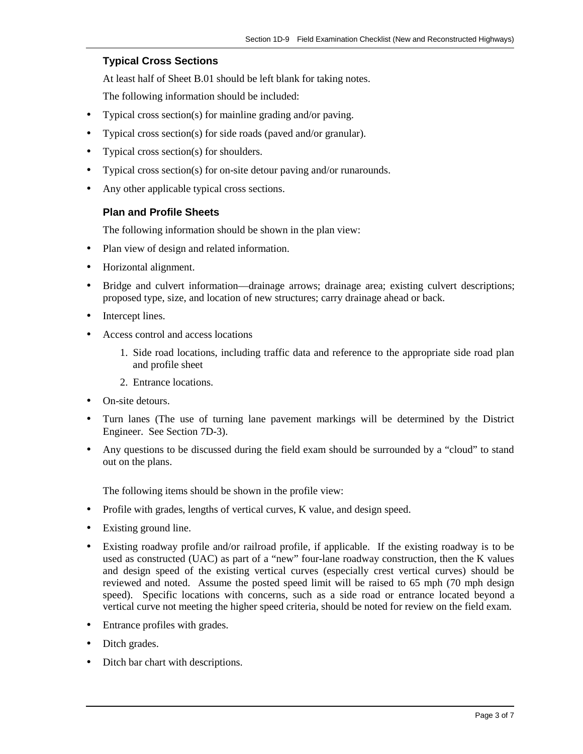### Typical Cross Sections

At least half of Sheet B.01 should be left blank for taking notes.

The following information should be included:

- Typical cross section(s) for mainline grading and/or paving.
- Typical cross section(s) for side roads (paved and/or granular).
- Typical cross section(s) for shoulders.
- Typical cross section(s) for on-site detour paving and/or runarounds.
- Any other applicable typical cross sections.

### Plan and Profile Sheets

The following information should be shown in the plan view:

- Plan view of design and related information.
- Horizontal alignment.
- Bridge and culvert information—drainage arrows; drainage area; existing culvert descriptions; proposed type, size, and location of new structures; carry drainage ahead or back.
- Intercept lines.
- Access control and access locations
    1. Side road locations, including traffic data and reference to the appropriate side road plan and profile sheet
    2. Entrance locations.
- On-site detours.
- Turn lanes (The use of turning lane pavement markings will be determined by the District Engineer. See Section 7D-3).
- Any questions to be discussed during the field exam should be surrounded by a "cloud" to stand out on the plans.

The following items should be shown in the profile view:

- Profile with grades, lengths of vertical curves, K value, and design speed.
- Existing ground line.
- Existing roadway profile and/or railroad profile, if applicable. If the existing roadway is to be used as constructed (UAC) as part of a "new" four-lane roadway construction, then the K values and design speed of the existing vertical curves (especially crest vertical curves) should be reviewed and noted. Assume the posted speed limit will be raised to 65 mph (70 mph design speed). Specific locations with concerns, such as a side road or entrance located beyond a vertical curve not meeting the higher speed criteria, should be noted for review on the field exam.
- Entrance profiles with grades.
- Ditch grades.
- Ditch bar chart with descriptions.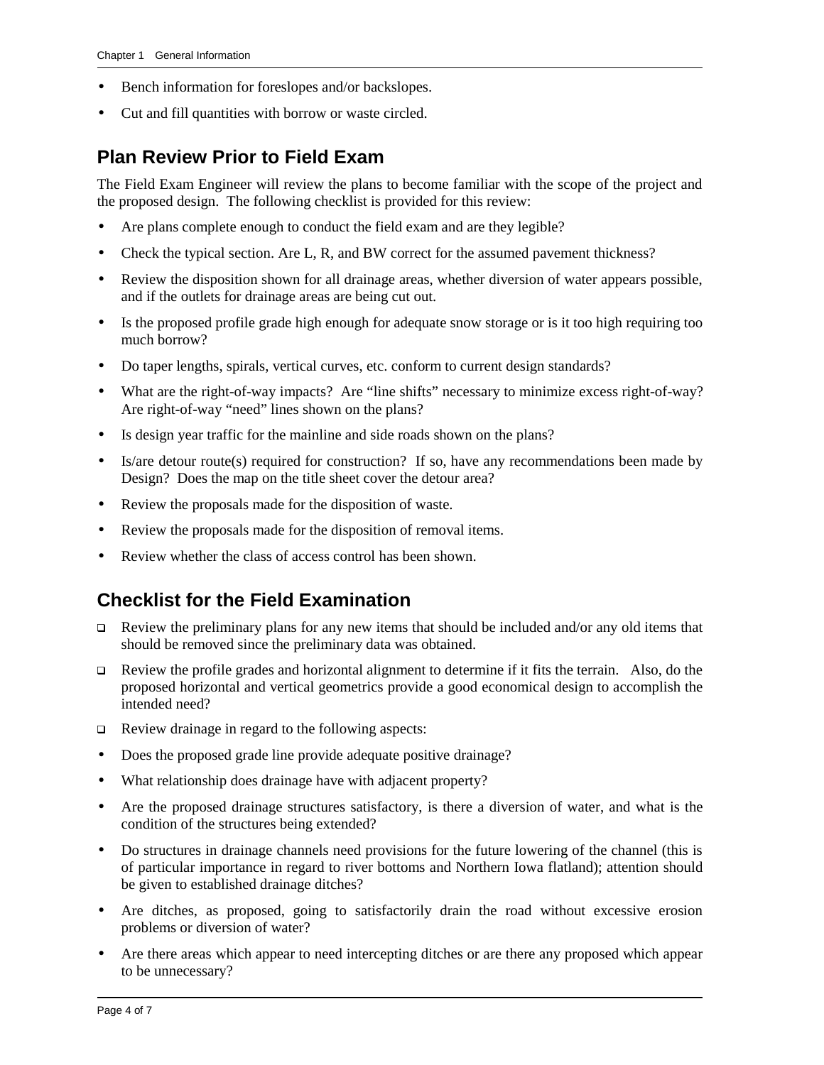- Bench information for foreslopes and/or backslopes.
- Cut and fill quantities with borrow or waste circled.

## Plan Review Prior to Field Exam

The Field Exam Engineer will review the plans to become familiar with the scope of the project and the proposed design. The following checklist is provided for this review:

- Are plans complete enough to conduct the field exam and are they legible?
- Check the typical section. Are L, R, and BW correct for the assumed pavement thickness?
- Review the disposition shown for all drainage areas, whether diversion of water appears possible, and if the outlets for drainage areas are being cut out.
- Is the proposed profile grade high enough for adequate snow storage or is it too high requiring too much borrow?
- Do taper lengths, spirals, vertical curves, etc. conform to current design standards?
- What are the right-of-way impacts? Are "line shifts" necessary to minimize excess right-of-way? Are right-of-way "need" lines shown on the plans?
- Is design year traffic for the mainline and side roads shown on the plans?
- Is/are detour route(s) required for construction? If so, have any recommendations been made by Design? Does the map on the title sheet cover the detour area?
- Review the proposals made for the disposition of waste.
- Review the proposals made for the disposition of removal items.
- Review whether the class of access control has been shown.

## Checklist for the Field Examination

- [ ] Review the preliminary plans for any new items that should be included and/or any old items that should be removed since the preliminary data was obtained.
- [ ] Review the profile grades and horizontal alignment to determine if it fits the terrain. Also, do the proposed horizontal and vertical geometrics provide a good economical design to accomplish the intended need?
- [ ] Review drainage in regard to the following aspects:

- Does the proposed grade line provide adequate positive drainage?
- What relationship does drainage have with adjacent property?
- Are the proposed drainage structures satisfactory, is there a diversion of water, and what is the condition of the structures being extended?
- Do structures in drainage channels need provisions for the future lowering of the channel (this is of particular importance in regard to river bottoms and Northern Iowa flatland); attention should be given to established drainage ditches?
- Are ditches, as proposed, going to satisfactorily drain the road without excessive erosion problems or diversion of water?
- Are there areas which appear to need intercepting ditches or are there any proposed which appear to be unnecessary?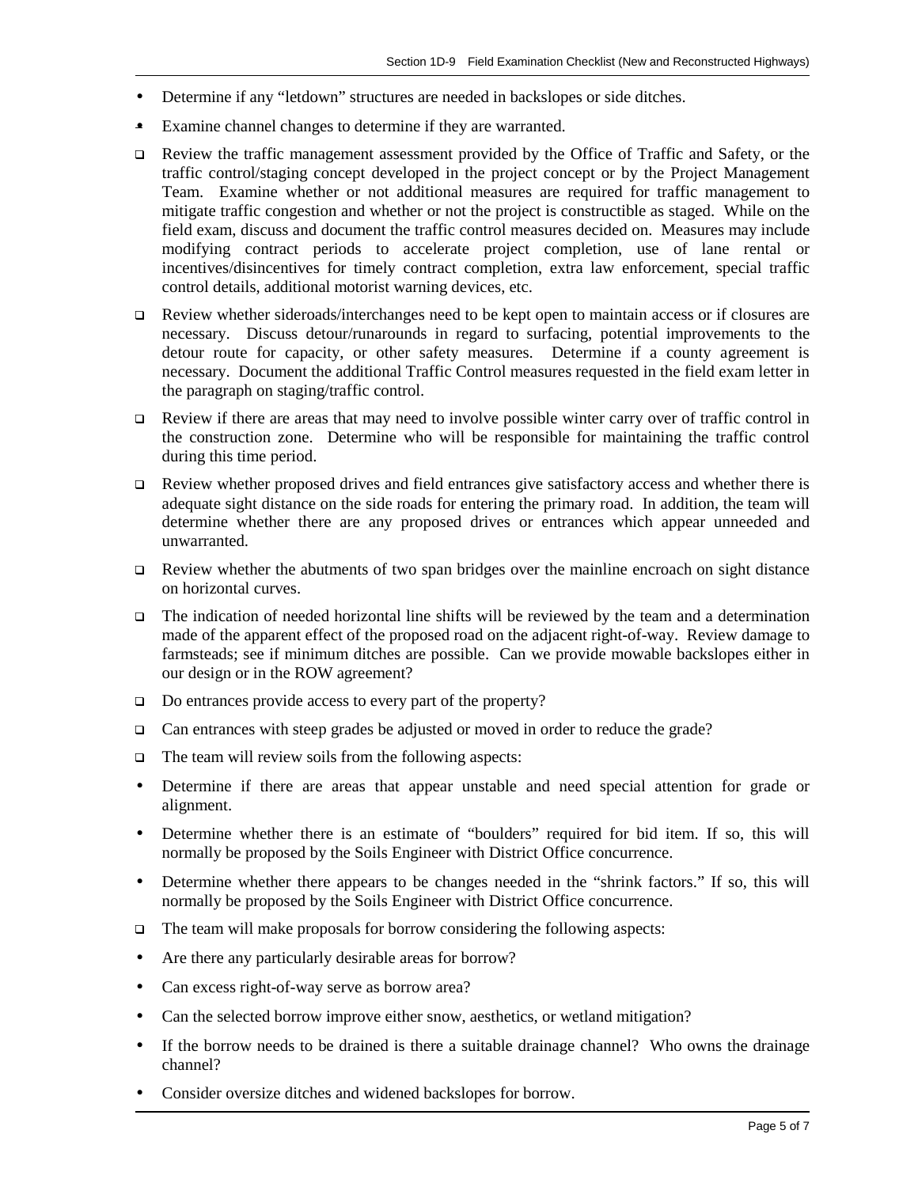- Determine if any "letdown" structures are needed in backslopes or side ditches.
- Examine channel changes to determine if they are warranted.

- ☐ Review the traffic management assessment provided by the Office of Traffic and Safety, or the traffic control/staging concept developed in the project concept or by the Project Management Team. Examine whether or not additional measures are required for traffic management to mitigate traffic congestion and whether or not the project is constructible as staged. While on the field exam, discuss and document the traffic control measures decided on. Measures may include modifying contract periods to accelerate project completion, use of lane rental or incentives/disincentives for timely contract completion, extra law enforcement, special traffic control details, additional motorist warning devices, etc.

- ☐ Review whether sideroads/interchanges need to be kept open to maintain access or if closures are necessary. Discuss detour/runarounds in regard to surfacing, potential improvements to the detour route for capacity, or other safety measures. Determine if a county agreement is necessary. Document the additional Traffic Control measures requested in the field exam letter in the paragraph on staging/traffic control.

- ☐ Review if there are areas that may need to involve possible winter carry over of traffic control in the construction zone. Determine who will be responsible for maintaining the traffic control during this time period.

- ☐ Review whether proposed drives and field entrances give satisfactory access and whether there is adequate sight distance on the side roads for entering the primary road. In addition, the team will determine whether there are any proposed drives or entrances which appear unneeded and unwarranted.

- ☐ Review whether the abutments of two span bridges over the mainline encroach on sight distance on horizontal curves.

- ☐ The indication of needed horizontal line shifts will be reviewed by the team and a determination made of the apparent effect of the proposed road on the adjacent right-of-way. Review damage to farmsteads; see if minimum ditches are possible. Can we provide mowable backslopes either in our design or in the ROW agreement?

- ☐ Do entrances provide access to every part of the property?

- ☐ Can entrances with steep grades be adjusted or moved in order to reduce the grade?

- ☐ The team will review soils from the following aspects:

- Determine if there are areas that appear unstable and need special attention for grade or alignment.
- Determine whether there is an estimate of "boulders" required for bid item. If so, this will normally be proposed by the Soils Engineer with District Office concurrence.
- Determine whether there appears to be changes needed in the "shrink factors." If so, this will normally be proposed by the Soils Engineer with District Office concurrence.

- ☐ The team will make proposals for borrow considering the following aspects:

- Are there any particularly desirable areas for borrow?
- Can excess right-of-way serve as borrow area?
- Can the selected borrow improve either snow, aesthetics, or wetland mitigation?
- If the borrow needs to be drained is there a suitable drainage channel? Who owns the drainage channel?
- Consider oversize ditches and widened backslopes for borrow.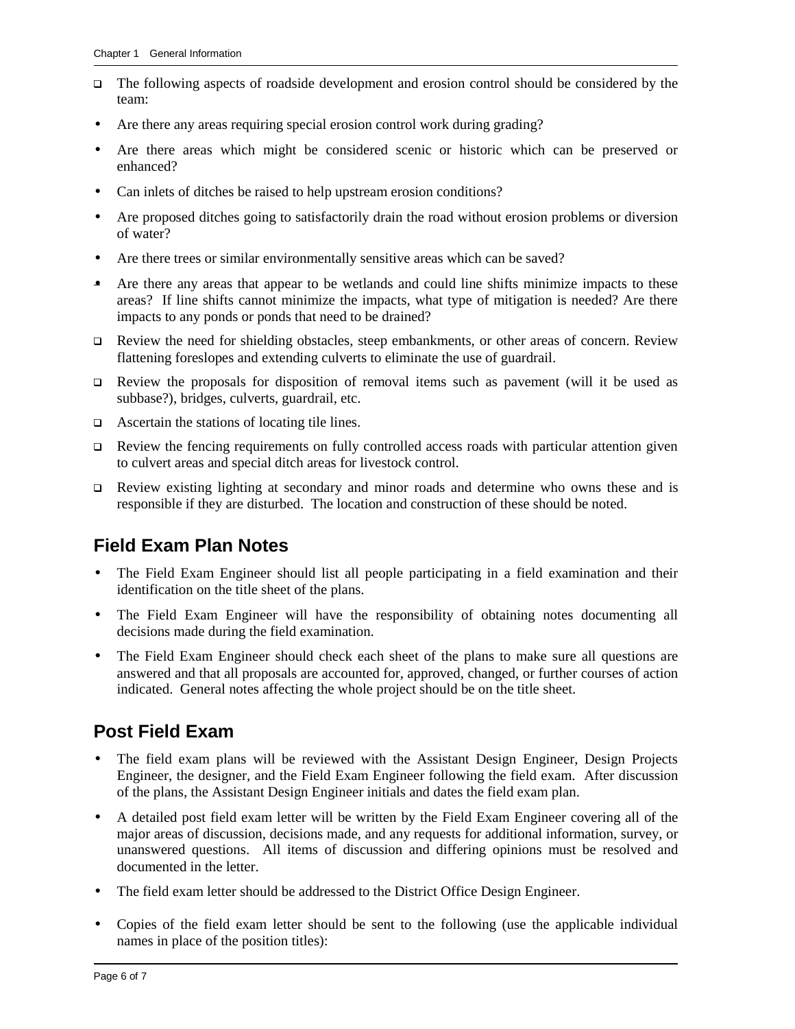- The following aspects of roadside development and erosion control should be considered by the team:
  - Are there any areas requiring special erosion control work during grading?
  - Are there areas which might be considered scenic or historic which can be preserved or enhanced?
  - Can inlets of ditches be raised to help upstream erosion conditions?
  - Are proposed ditches going to satisfactorily drain the road without erosion problems or diversion of water?
  - Are there trees or similar environmentally sensitive areas which can be saved?
  - Are there any areas that appear to be wetlands and could line shifts minimize impacts to these areas? If line shifts cannot minimize the impacts, what type of mitigation is needed? Are there impacts to any ponds or ponds that need to be drained?
- Review the need for shielding obstacles, steep embankments, or other areas of concern. Review flattening foreslopes and extending culverts to eliminate the use of guardrail.
- Review the proposals for disposition of removal items such as pavement (will it be used as subbase?), bridges, culverts, guardrail, etc.
- Ascertain the stations of locating tile lines.
- Review the fencing requirements on fully controlled access roads with particular attention given to culvert areas and special ditch areas for livestock control.
- Review existing lighting at secondary and minor roads and determine who owns these and is responsible if they are disturbed. The location and construction of these should be noted.

## Field Exam Plan Notes

- The Field Exam Engineer should list all people participating in a field examination and their identification on the title sheet of the plans.
- The Field Exam Engineer will have the responsibility of obtaining notes documenting all decisions made during the field examination.
- The Field Exam Engineer should check each sheet of the plans to make sure all questions are answered and that all proposals are accounted for, approved, changed, or further courses of action indicated. General notes affecting the whole project should be on the title sheet.

## Post Field Exam

- The field exam plans will be reviewed with the Assistant Design Engineer, Design Projects Engineer, the designer, and the Field Exam Engineer following the field exam. After discussion of the plans, the Assistant Design Engineer initials and dates the field exam plan.
- A detailed post field exam letter will be written by the Field Exam Engineer covering all of the major areas of discussion, decisions made, and any requests for additional information, survey, or unanswered questions. All items of discussion and differing opinions must be resolved and documented in the letter.
- The field exam letter should be addressed to the District Office Design Engineer.
- Copies of the field exam letter should be sent to the following (use the applicable individual names in place of the position titles):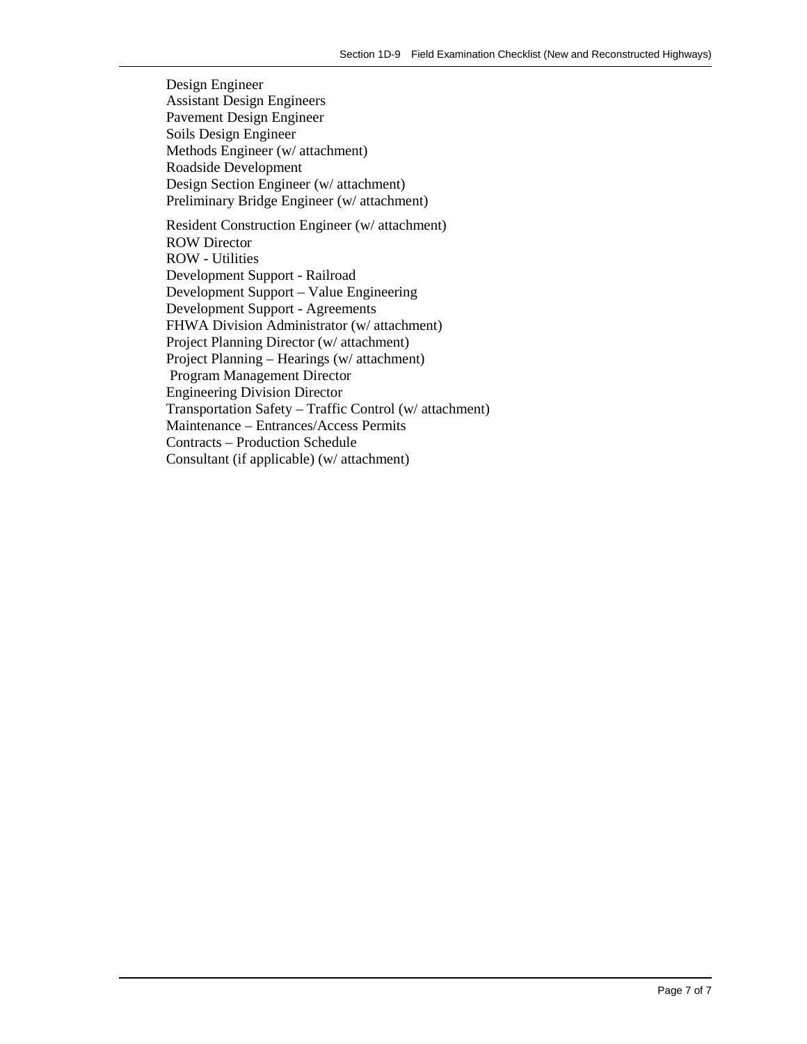Design Engineer
Assistant Design Engineers
Pavement Design Engineer
Soils Design Engineer
Methods Engineer (w/ attachment)
Roadside Development
Design Section Engineer (w/ attachment)
Preliminary Bridge Engineer (w/ attachment)

Resident Construction Engineer (w/ attachment)
ROW Director
ROW - Utilities
Development Support - Railroad
Development Support – Value Engineering
Development Support - Agreements
FHWA Division Administrator (w/ attachment)
Project Planning Director (w/ attachment)
Project Planning – Hearings (w/ attachment)
Program Management Director
Engineering Division Director
Transportation Safety – Traffic Control (w/ attachment)
Maintenance – Entrances/Access Permits
Contracts – Production Schedule
Consultant (if applicable) (w/ attachment)